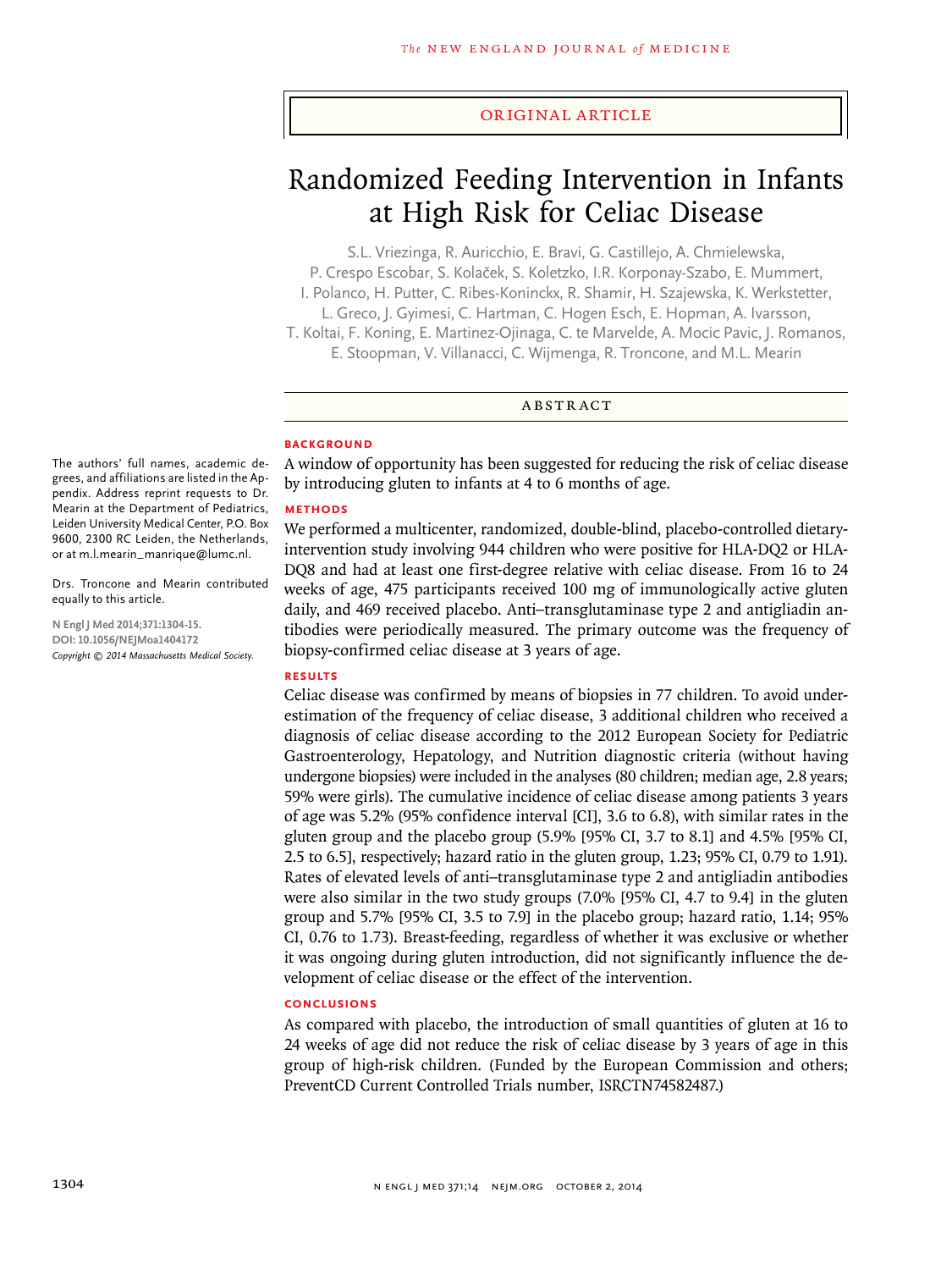ORIGINAL ARTICLE

# Randomized Feeding Intervention in Infants at High Risk for Celiac Disease

S.L. Vriezinga, R. Auricchio, E. Bravi, G. Castillejo, A. Chmielewska, P. Crespo Escobar, S. Kolaček, S. Koletzko, I.R. Korponay-Szabo, E. Mummert, I. Polanco, H. Putter, C. Ribes-Koninckx, R. Shamir, H. Szajewska, K. Werkstetter, L. Greco, J. Gyimesi, C. Hartman, C. Hogen Esch, E. Hopman, A. Ivarsson, T. Koltai, F. Koning, E. Martinez-Ojinaga, C. te Marvelde, A. Mocic Pavic, J. Romanos, E. Stoopman, V. Villanacci, C. Wijmenga, R. Troncone, and M.L. Mearin

The authors' full names, academic degrees, and affiliations are listed in the Appendix. Address reprint requests to Dr. Mearin at the Department of Pediatrics, Leiden University Medical Center, P.O. Box 9600, 2300 RC Leiden, the Netherlands, or at m.l.mearin_manrique@lumc.nl.

Drs. Troncone and Mearin contributed equally to this article.

N Engl J Med 2014;371:1304-15.
DOI: 10.1056/NEJMoa1404172
*Copyright © 2014 Massachusetts Medical Society.*

## ABSTRACT

### BACKGROUND

A window of opportunity has been suggested for reducing the risk of celiac disease by introducing gluten to infants at 4 to 6 months of age.

### METHODS

We performed a multicenter, randomized, double-blind, placebo-controlled dietary-intervention study involving 944 children who were positive for HLA-DQ2 or HLA-DQ8 and had at least one first-degree relative with celiac disease. From 16 to 24 weeks of age, 475 participants received 100 mg of immunologically active gluten daily, and 469 received placebo. Anti–transglutaminase type 2 and antigliadin antibodies were periodically measured. The primary outcome was the frequency of biopsy-confirmed celiac disease at 3 years of age.

### RESULTS

Celiac disease was confirmed by means of biopsies in 77 children. To avoid underestimation of the frequency of celiac disease, 3 additional children who received a diagnosis of celiac disease according to the 2012 European Society for Pediatric Gastroenterology, Hepatology, and Nutrition diagnostic criteria (without having undergone biopsies) were included in the analyses (80 children; median age, 2.8 years; 59% were girls). The cumulative incidence of celiac disease among patients 3 years of age was 5.2% (95% confidence interval [CI], 3.6 to 6.8), with similar rates in the gluten group and the placebo group (5.9% [95% CI, 3.7 to 8.1] and 4.5% [95% CI, 2.5 to 6.5], respectively; hazard ratio in the gluten group, 1.23; 95% CI, 0.79 to 1.91). Rates of elevated levels of anti–transglutaminase type 2 and antigliadin antibodies were also similar in the two study groups (7.0% [95% CI, 4.7 to 9.4] in the gluten group and 5.7% [95% CI, 3.5 to 7.9] in the placebo group; hazard ratio, 1.14; 95% CI, 0.76 to 1.73). Breast-feeding, regardless of whether it was exclusive or whether it was ongoing during gluten introduction, did not significantly influence the development of celiac disease or the effect of the intervention.

### CONCLUSIONS

As compared with placebo, the introduction of small quantities of gluten at 16 to 24 weeks of age did not reduce the risk of celiac disease by 3 years of age in this group of high-risk children. (Funded by the European Commission and others; PreventCD Current Controlled Trials number, ISRCTN74582487.)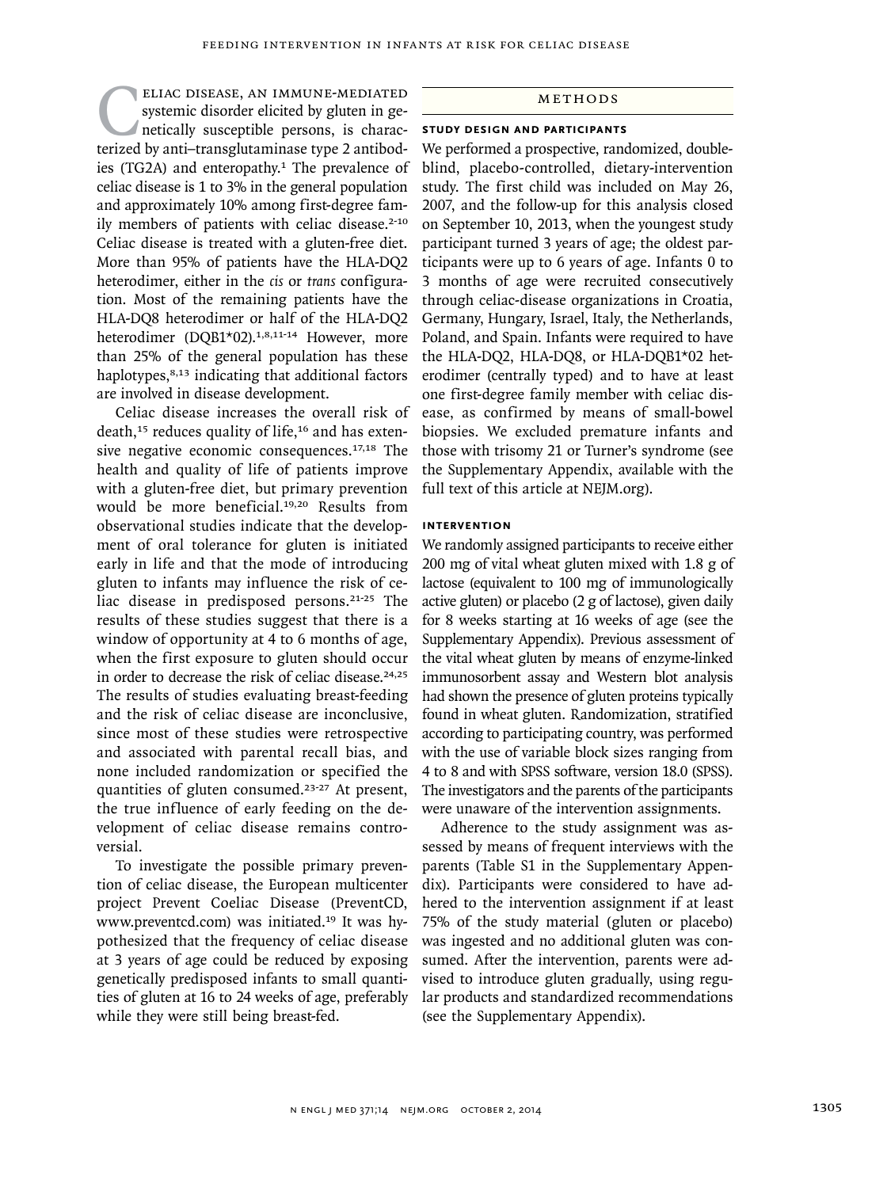Celiac disease, an immune-mediated systemic disorder elicited by gluten in genetically susceptible persons, is characterized by anti–transglutaminase type 2 antibodies (TG2A) and enteropathy.[1] The prevalence of celiac disease is 1 to 3% in the general population and approximately 10% among first-degree family members of patients with celiac disease.[2-10] Celiac disease is treated with a gluten-free diet. More than 95% of patients have the HLA-DQ2 heterodimer, either in the *cis* or *trans* configuration. Most of the remaining patients have the HLA-DQ8 heterodimer or half of the HLA-DQ2 heterodimer (DQB1*02).[1,8,11-14] However, more than 25% of the general population has these haplotypes,[8,13] indicating that additional factors are involved in disease development.

Celiac disease increases the overall risk of death,[15] reduces quality of life,[16] and has extensive negative economic consequences.[17,18] The health and quality of life of patients improve with a gluten-free diet, but primary prevention would be more beneficial.[19,20] Results from observational studies indicate that the development of oral tolerance for gluten is initiated early in life and that the mode of introducing gluten to infants may influence the risk of celiac disease in predisposed persons.[21-25] The results of these studies suggest that there is a window of opportunity at 4 to 6 months of age, when the first exposure to gluten should occur in order to decrease the risk of celiac disease.[24,25] The results of studies evaluating breast-feeding and the risk of celiac disease are inconclusive, since most of these studies were retrospective and associated with parental recall bias, and none included randomization or specified the quantities of gluten consumed.[23-27] At present, the true influence of early feeding on the development of celiac disease remains controversial.

To investigate the possible primary prevention of celiac disease, the European multicenter project Prevent Coeliac Disease (PreventCD, www.preventcd.com) was initiated.[19] It was hypothesized that the frequency of celiac disease at 3 years of age could be reduced by exposing genetically predisposed infants to small quantities of gluten at 16 to 24 weeks of age, preferably while they were still being breast-fed.

## Methods

### Study Design and Participants

We performed a prospective, randomized, double-blind, placebo-controlled, dietary-intervention study. The first child was included on May 26, 2007, and the follow-up for this analysis closed on September 10, 2013, when the youngest study participant turned 3 years of age; the oldest participants were up to 6 years of age. Infants 0 to 3 months of age were recruited consecutively through celiac-disease organizations in Croatia, Germany, Hungary, Israel, Italy, the Netherlands, Poland, and Spain. Infants were required to have the HLA-DQ2, HLA-DQ8, or HLA-DQB1*02 heterodimer (centrally typed) and to have at least one first-degree family member with celiac disease, as confirmed by means of small-bowel biopsies. We excluded premature infants and those with trisomy 21 or Turner's syndrome (see the Supplementary Appendix, available with the full text of this article at NEJM.org).

### Intervention

We randomly assigned participants to receive either 200 mg of vital wheat gluten mixed with 1.8 g of lactose (equivalent to 100 mg of immunologically active gluten) or placebo (2 g of lactose), given daily for 8 weeks starting at 16 weeks of age (see the Supplementary Appendix). Previous assessment of the vital wheat gluten by means of enzyme-linked immunosorbent assay and Western blot analysis had shown the presence of gluten proteins typically found in wheat gluten. Randomization, stratified according to participating country, was performed with the use of variable block sizes ranging from 4 to 8 and with SPSS software, version 18.0 (SPSS). The investigators and the parents of the participants were unaware of the intervention assignments.

Adherence to the study assignment was assessed by means of frequent interviews with the parents (Table S1 in the Supplementary Appendix). Participants were considered to have adhered to the intervention assignment if at least 75% of the study material (gluten or placebo) was ingested and no additional gluten was consumed. After the intervention, parents were advised to introduce gluten gradually, using regular products and standardized recommendations (see the Supplementary Appendix).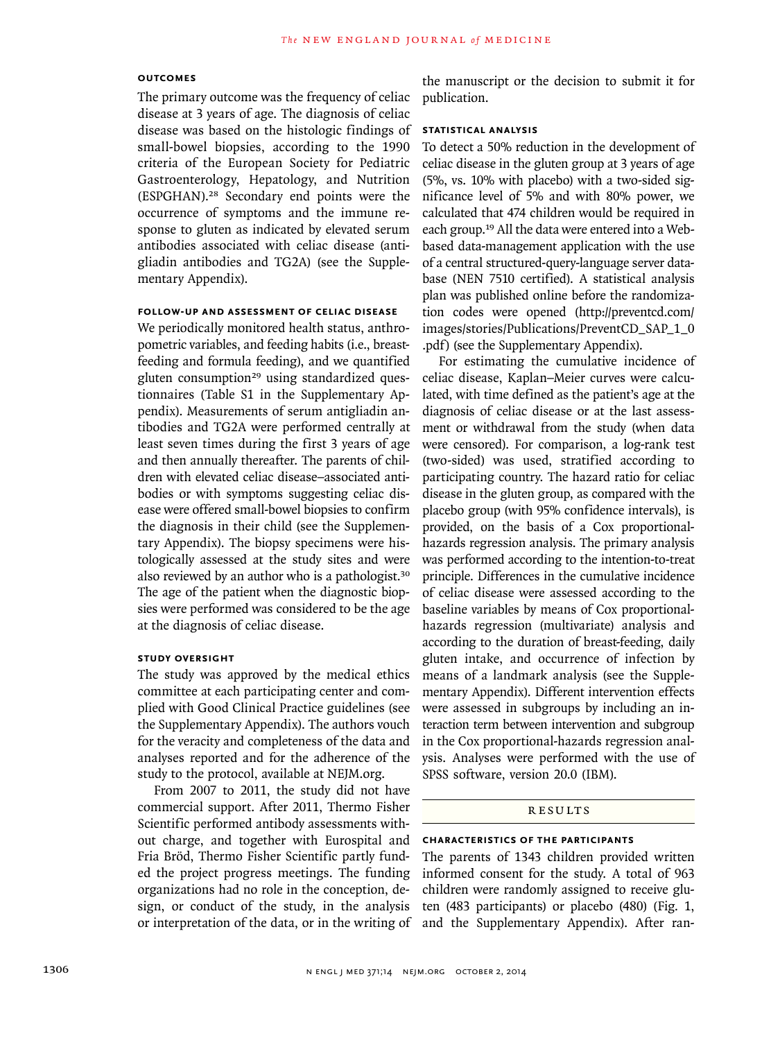### OUTCOMES

The primary outcome was the frequency of celiac disease at 3 years of age. The diagnosis of celiac disease was based on the histologic findings of small-bowel biopsies, according to the 1990 criteria of the European Society for Pediatric Gastroenterology, Hepatology, and Nutrition (ESPGHAN).[28] Secondary end points were the occurrence of symptoms and the immune response to gluten as indicated by elevated serum antibodies associated with celiac disease (antigliadin antibodies and TG2A) (see the Supplementary Appendix).

### FOLLOW-UP AND ASSESSMENT OF CELIAC DISEASE

We periodically monitored health status, anthropometric variables, and feeding habits (i.e., breast-feeding and formula feeding), and we quantified gluten consumption[29] using standardized questionnaires (Table S1 in the Supplementary Appendix). Measurements of serum antigliadin antibodies and TG2A were performed centrally at least seven times during the first 3 years of age and then annually thereafter. The parents of children with elevated celiac disease–associated antibodies or with symptoms suggesting celiac disease were offered small-bowel biopsies to confirm the diagnosis in their child (see the Supplementary Appendix). The biopsy specimens were histologically assessed at the study sites and were also reviewed by an author who is a pathologist.[30] The age of the patient when the diagnostic biopsies were performed was considered to be the age at the diagnosis of celiac disease.

### STUDY OVERSIGHT

The study was approved by the medical ethics committee at each participating center and complied with Good Clinical Practice guidelines (see the Supplementary Appendix). The authors vouch for the veracity and completeness of the data and analyses reported and for the adherence of the study to the protocol, available at NEJM.org.

From 2007 to 2011, the study did not have commercial support. After 2011, Thermo Fisher Scientific performed antibody assessments without charge, and together with Eurospital and Fria Bröd, Thermo Fisher Scientific partly funded the project progress meetings. The funding organizations had no role in the conception, design, or conduct of the study, in the analysis or interpretation of the data, or in the writing of the manuscript or the decision to submit it for publication.

### STATISTICAL ANALYSIS

To detect a 50% reduction in the development of celiac disease in the gluten group at 3 years of age (5%, vs. 10% with placebo) with a two-sided significance level of 5% and with 80% power, we calculated that 474 children would be required in each group.[19] All the data were entered into a Web-based data-management application with the use of a central structured-query-language server database (NEN 7510 certified). A statistical analysis plan was published online before the randomization codes were opened (http://preventcd.com/images/stories/Publications/PreventCD_SAP_1_0.pdf) (see the Supplementary Appendix).

For estimating the cumulative incidence of celiac disease, Kaplan–Meier curves were calculated, with time defined as the patient's age at the diagnosis of celiac disease or at the last assessment or withdrawal from the study (when data were censored). For comparison, a log-rank test (two-sided) was used, stratified according to participating country. The hazard ratio for celiac disease in the gluten group, as compared with the placebo group (with 95% confidence intervals), is provided, on the basis of a Cox proportional-hazards regression analysis. The primary analysis was performed according to the intention-to-treat principle. Differences in the cumulative incidence of celiac disease were assessed according to the baseline variables by means of Cox proportional-hazards regression (multivariate) analysis and according to the duration of breast-feeding, daily gluten intake, and occurrence of infection by means of a landmark analysis (see the Supplementary Appendix). Different intervention effects were assessed in subgroups by including an interaction term between intervention and subgroup in the Cox proportional-hazards regression analysis. Analyses were performed with the use of SPSS software, version 20.0 (IBM).

## RESULTS

### CHARACTERISTICS OF THE PARTICIPANTS

The parents of 1343 children provided written informed consent for the study. A total of 963 children were randomly assigned to receive gluten (483 participants) or placebo (480) (Fig. 1, and the Supplementary Appendix). After ran-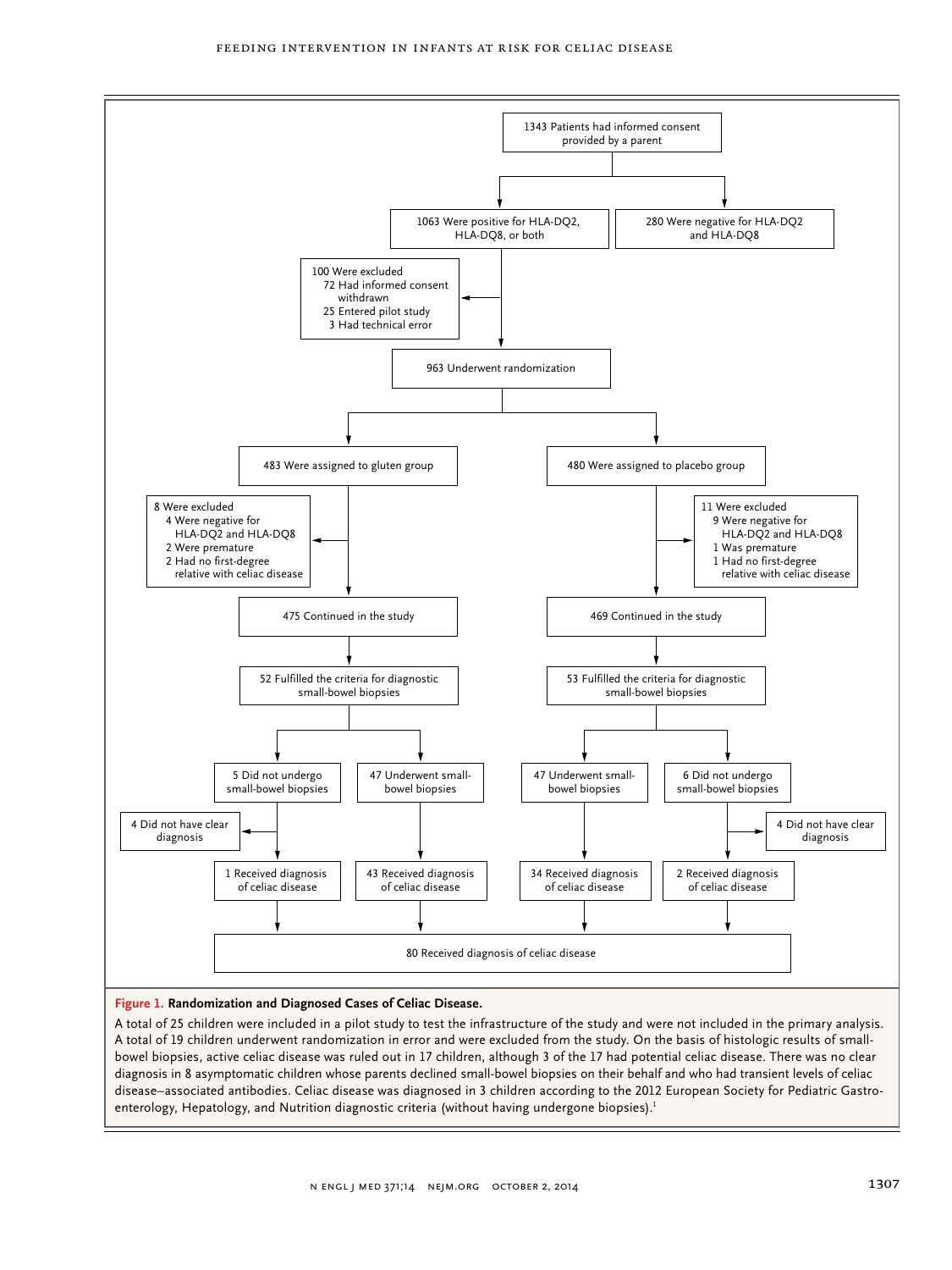1343 Patients had informed consent provided by a parent

1063 Were positive for HLA-DQ2, HLA-DQ8, or both

280 Were negative for HLA-DQ2 and HLA-DQ8

100 Were excluded
- 72 Had informed consent withdrawn
- 25 Entered pilot study
- 3 Had technical error

963 Underwent randomization

483 Were assigned to gluten group

480 Were assigned to placebo group

8 Were excluded
- 4 Were negative for HLA-DQ2 and HLA-DQ8
- 2 Were premature
- 2 Had no first-degree relative with celiac disease

11 Were excluded
- 9 Were negative for HLA-DQ2 and HLA-DQ8
- 1 Was premature
- 1 Had no first-degree relative with celiac disease

475 Continued in the study

469 Continued in the study

52 Fulfilled the criteria for diagnostic small-bowel biopsies

53 Fulfilled the criteria for diagnostic small-bowel biopsies

5 Did not undergo small-bowel biopsies

47 Underwent small-bowel biopsies

47 Underwent small-bowel biopsies

6 Did not undergo small-bowel biopsies

4 Did not have clear diagnosis

4 Did not have clear diagnosis

1 Received diagnosis of celiac disease

43 Received diagnosis of celiac disease

34 Received diagnosis of celiac disease

2 Received diagnosis of celiac disease

80 Received diagnosis of celiac disease

**Figure 1. Randomization and Diagnosed Cases of Celiac Disease.**

A total of 25 children were included in a pilot study to test the infrastructure of the study and were not included in the primary analysis. A total of 19 children underwent randomization in error and were excluded from the study. On the basis of histologic results of small-bowel biopsies, active celiac disease was ruled out in 17 children, although 3 of the 17 had potential celiac disease. There was no clear diagnosis in 8 asymptomatic children whose parents declined small-bowel biopsies on their behalf and who had transient levels of celiac disease–associated antibodies. Celiac disease was diagnosed in 3 children according to the 2012 European Society for Pediatric Gastroenterology, Hepatology, and Nutrition diagnostic criteria (without having undergone biopsies).[1]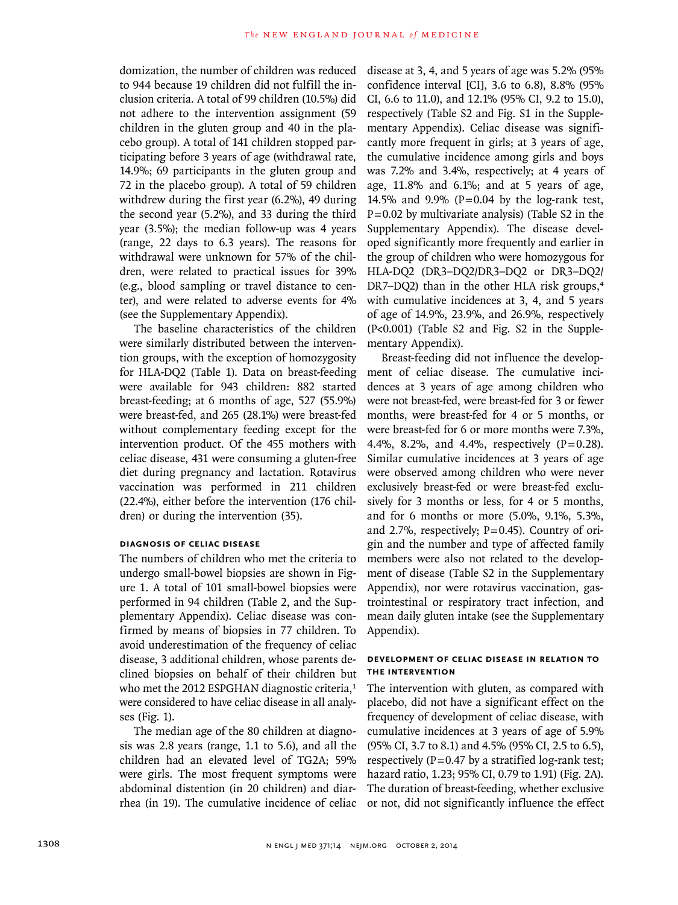domization, the number of children was reduced to 944 because 19 children did not fulfill the inclusion criteria. A total of 99 children (10.5%) did not adhere to the intervention assignment (59 children in the gluten group and 40 in the placebo group). A total of 141 children stopped participating before 3 years of age (withdrawal rate, 14.9%; 69 participants in the gluten group and 72 in the placebo group). A total of 59 children withdrew during the first year (6.2%), 49 during the second year (5.2%), and 33 during the third year (3.5%); the median follow-up was 4 years (range, 22 days to 6.3 years). The reasons for withdrawal were unknown for 57% of the children, were related to practical issues for 39% (e.g., blood sampling or travel distance to center), and were related to adverse events for 4% (see the Supplementary Appendix).

The baseline characteristics of the children were similarly distributed between the intervention groups, with the exception of homozygosity for HLA-DQ2 (Table 1). Data on breast-feeding were available for 943 children: 882 started breast-feeding; at 6 months of age, 527 (55.9%) were breast-fed, and 265 (28.1%) were breast-fed without complementary feeding except for the intervention product. Of the 455 mothers with celiac disease, 431 were consuming a gluten-free diet during pregnancy and lactation. Rotavirus vaccination was performed in 211 children (22.4%), either before the intervention (176 children) or during the intervention (35).

### Diagnosis of Celiac Disease

The numbers of children who met the criteria to undergo small-bowel biopsies are shown in Figure 1. A total of 101 small-bowel biopsies were performed in 94 children (Table 2, and the Supplementary Appendix). Celiac disease was confirmed by means of biopsies in 77 children. To avoid underestimation of the frequency of celiac disease, 3 additional children, whose parents declined biopsies on behalf of their children but who met the 2012 ESPGHAN diagnostic criteria,[1] were considered to have celiac disease in all analyses (Fig. 1).

The median age of the 80 children at diagnosis was 2.8 years (range, 1.1 to 5.6), and all the children had an elevated level of TG2A; 59% were girls. The most frequent symptoms were abdominal distention (in 20 children) and diarrhea (in 19). The cumulative incidence of celiac disease at 3, 4, and 5 years of age was 5.2% (95% confidence interval [CI], 3.6 to 6.8), 8.8% (95% CI, 6.6 to 11.0), and 12.1% (95% CI, 9.2 to 15.0), respectively (Table S2 and Fig. S1 in the Supplementary Appendix). Celiac disease was significantly more frequent in girls; at 3 years of age, the cumulative incidence among girls and boys was 7.2% and 3.4%, respectively; at 4 years of age, 11.8% and 6.1%; and at 5 years of age, 14.5% and 9.9% ($P=0.04$ by the log-rank test, $P=0.02$ by multivariate analysis) (Table S2 in the Supplementary Appendix). The disease developed significantly more frequently and earlier in the group of children who were homozygous for HLA-DQ2 (DR3–DQ2/DR3–DQ2 or DR3–DQ2/DR7–DQ2) than in the other HLA risk groups,[4] with cumulative incidences at 3, 4, and 5 years of age of 14.9%, 23.9%, and 26.9%, respectively ($P<0.001$) (Table S2 and Fig. S2 in the Supplementary Appendix).

Breast-feeding did not influence the development of celiac disease. The cumulative incidences at 3 years of age among children who were not breast-fed, were breast-fed for 3 or fewer months, were breast-fed for 4 or 5 months, or were breast-fed for 6 or more months were 7.3%, 4.4%, 8.2%, and 4.4%, respectively ($P=0.28$). Similar cumulative incidences at 3 years of age were observed among children who were never exclusively breast-fed or were breast-fed exclusively for 3 months or less, for 4 or 5 months, and for 6 months or more (5.0%, 9.1%, 5.3%, and 2.7%, respectively; $P=0.45$). Country of origin and the number and type of affected family members were also not related to the development of disease (Table S2 in the Supplementary Appendix), nor were rotavirus vaccination, gastrointestinal or respiratory tract infection, and mean daily gluten intake (see the Supplementary Appendix).

### Development of Celiac Disease in Relation to the Intervention

The intervention with gluten, as compared with placebo, did not have a significant effect on the frequency of development of celiac disease, with cumulative incidences at 3 years of age of 5.9% (95% CI, 3.7 to 8.1) and 4.5% (95% CI, 2.5 to 6.5), respectively ($P=0.47$ by a stratified log-rank test; hazard ratio, 1.23; 95% CI, 0.79 to 1.91) (Fig. 2A). The duration of breast-feeding, whether exclusive or not, did not significantly influence the effect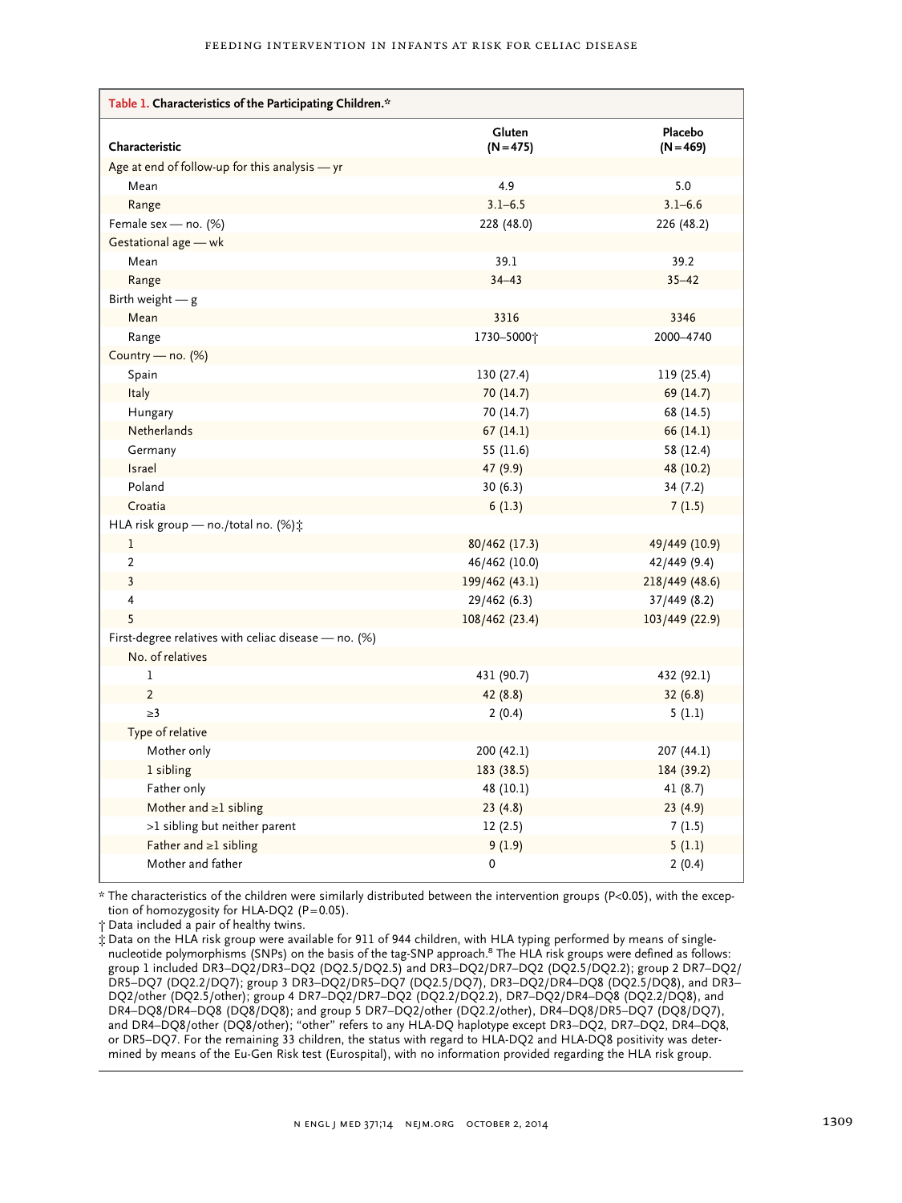**Table 1. Characteristics of the Participating Children.***

| Characteristic | Gluten (N=475) | Placebo (N=469) |
|---|---|---|
| Age at end of follow-up for this analysis — yr | | |
| Mean | 4.9 | 5.0 |
| Range | 3.1–6.5 | 3.1–6.6 |
| Female sex — no. (%) | 228 (48.0) | 226 (48.2) |
| Gestational age — wk | | |
| Mean | 39.1 | 39.2 |
| Range | 34–43 | 35–42 |
| Birth weight — g | | |
| Mean | 3316 | 3346 |
| Range | 1730–5000† | 2000–4740 |
| Country — no. (%) | | |
| Spain | 130 (27.4) | 119 (25.4) |
| Italy | 70 (14.7) | 69 (14.7) |
| Hungary | 70 (14.7) | 68 (14.5) |
| Netherlands | 67 (14.1) | 66 (14.1) |
| Germany | 55 (11.6) | 58 (12.4) |
| Israel | 47 (9.9) | 48 (10.2) |
| Poland | 30 (6.3) | 34 (7.2) |
| Croatia | 6 (1.3) | 7 (1.5) |
| HLA risk group — no./total no. (%)‡ | | |
| 1 | 80/462 (17.3) | 49/449 (10.9) |
| 2 | 46/462 (10.0) | 42/449 (9.4) |
| 3 | 199/462 (43.1) | 218/449 (48.6) |
| 4 | 29/462 (6.3) | 37/449 (8.2) |
| 5 | 108/462 (23.4) | 103/449 (22.9) |
| First-degree relatives with celiac disease — no. (%) | | |
| No. of relatives | | |
| 1 | 431 (90.7) | 432 (92.1) |
| 2 | 42 (8.8) | 32 (6.8) |
| ≥3 | 2 (0.4) | 5 (1.1) |
| Type of relative | | |
| Mother only | 200 (42.1) | 207 (44.1) |
| 1 sibling | 183 (38.5) | 184 (39.2) |
| Father only | 48 (10.1) | 41 (8.7) |
| Mother and ≥1 sibling | 23 (4.8) | 23 (4.9) |
| >1 sibling but neither parent | 12 (2.5) | 7 (1.5) |
| Father and ≥1 sibling | 9 (1.9) | 5 (1.1) |
| Mother and father | 0 | 2 (0.4) |

\* The characteristics of the children were similarly distributed between the intervention groups (P<0.05), with the exception of homozygosity for HLA-DQ2 (P=0.05).

† Data included a pair of healthy twins.

‡ Data on the HLA risk group were available for 911 of 944 children, with HLA typing performed by means of single-nucleotide polymorphisms (SNPs) on the basis of the tag-SNP approach.[8] The HLA risk groups were defined as follows: group 1 included DR3–DQ2/DR3–DQ2 (DQ2.5/DQ2.5) and DR3–DQ2/DR7–DQ2 (DQ2.5/DQ2.2); group 2 DR7–DQ2/DR5–DQ7 (DQ2.2/DQ7); group 3 DR3–DQ2/DR5–DQ7 (DQ2.5/DQ7), DR3–DQ2/DR4–DQ8 (DQ2.5/DQ8), and DR3–DQ2/other (DQ2.5/other); group 4 DR7–DQ2/DR7–DQ2 (DQ2.2/DQ2.2), DR7–DQ2/DR4–DQ8 (DQ2.2/DQ8), and DR4–DQ8/DR4–DQ8 (DQ8/DQ8); and group 5 DR7–DQ2/other (DQ2.2/other), DR4–DQ8/DR5–DQ7 (DQ8/DQ7), and DR4–DQ8/other (DQ8/other); "other" refers to any HLA-DQ haplotype except DR3–DQ2, DR7–DQ2, DR4–DQ8, or DR5–DQ7. For the remaining 33 children, the status with regard to HLA-DQ2 and HLA-DQ8 positivity was determined by means of the Eu-Gen Risk test (Eurospital), with no information provided regarding the HLA risk group.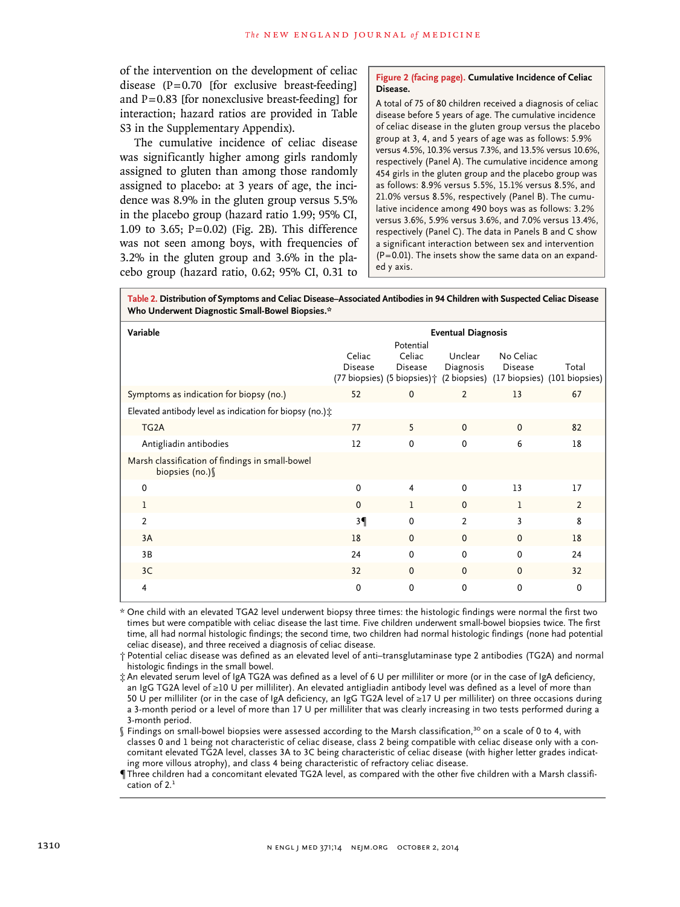of the intervention on the development of celiac disease (P=0.70 [for exclusive breast-feeding] and P=0.83 [for nonexclusive breast-feeding] for interaction; hazard ratios are provided in Table S3 in the Supplementary Appendix).

The cumulative incidence of celiac disease was significantly higher among girls randomly assigned to gluten than among those randomly assigned to placebo: at 3 years of age, the incidence was 8.9% in the gluten group versus 5.5% in the placebo group (hazard ratio 1.99; 95% CI, 1.09 to 3.65; P=0.02) (Fig. 2B). This difference was not seen among boys, with frequencies of 3.2% in the gluten group and 3.6% in the placebo group (hazard ratio, 0.62; 95% CI, 0.31 to

**Figure 2 (facing page). Cumulative Incidence of Celiac Disease.**

A total of 75 of 80 children received a diagnosis of celiac disease before 5 years of age. The cumulative incidence of celiac disease in the gluten group versus the placebo group at 3, 4, and 5 years of age was as follows: 5.9% versus 4.5%, 10.3% versus 7.3%, and 13.5% versus 10.6%, respectively (Panel A). The cumulative incidence among 454 girls in the gluten group and the placebo group was as follows: 8.9% versus 5.5%, 15.1% versus 8.5%, and 21.0% versus 8.5%, respectively (Panel B). The cumulative incidence among 490 boys was as follows: 3.2% versus 3.6%, 5.9% versus 3.6%, and 7.0% versus 13.4%, respectively (Panel C). The data in Panels B and C show a significant interaction between sex and intervention (P=0.01). The insets show the same data on an expanded y axis.

**Table 2. Distribution of Symptoms and Celiac Disease–Associated Antibodies in 94 Children with Suspected Celiac Disease Who Underwent Diagnostic Small-Bowel Biopsies.***

| Variable | Eventual Diagnosis | | | | |
|---|---|---|---|---|---|
| | Celiac Disease (77 biopsies) | Potential Celiac Disease (5 biopsies)† | Unclear Diagnosis (2 biopsies) | No Celiac Disease (17 biopsies) | Total (101 biopsies) |
| Symptoms as indication for biopsy (no.) | 52 | 0 | 2 | 13 | 67 |
| Elevated antibody level as indication for biopsy (no.)‡ | | | | | |
| TG2A | 77 | 5 | 0 | 0 | 82 |
| Antigliadin antibodies | 12 | 0 | 0 | 6 | 18 |
| Marsh classification of findings in small-bowel biopsies (no.)§ | | | | | |
| 0 | 0 | 4 | 0 | 13 | 17 |
| 1 | 0 | 1 | 0 | 1 | 2 |
| 2 | 3¶ | 0 | 2 | 3 | 8 |
| 3A | 18 | 0 | 0 | 0 | 18 |
| 3B | 24 | 0 | 0 | 0 | 24 |
| 3C | 32 | 0 | 0 | 0 | 32 |
| 4 | 0 | 0 | 0 | 0 | 0 |

\* One child with an elevated TGA2 level underwent biopsy three times: the histologic findings were normal the first two times but were compatible with celiac disease the last time. Five children underwent small-bowel biopsies twice. The first time, all had normal histologic findings; the second time, two children had normal histologic findings (none had potential celiac disease), and three received a diagnosis of celiac disease.

† Potential celiac disease was defined as an elevated level of anti–transglutaminase type 2 antibodies (TG2A) and normal histologic findings in the small bowel.

‡ An elevated serum level of IgA TG2A was defined as a level of 6 U per milliliter or more (or in the case of IgA deficiency, an IgG TG2A level of ≥10 U per milliliter). An elevated antigliadin antibody level was defined as a level of more than 50 U per milliliter (or in the case of IgA deficiency, an IgG TG2A level of ≥17 U per milliliter) on three occasions during a 3-month period or a level of more than 17 U per milliliter that was clearly increasing in two tests performed during a 3-month period.

§ Findings on small-bowel biopsies were assessed according to the Marsh classification,[30] on a scale of 0 to 4, with classes 0 and 1 being not characteristic of celiac disease, class 2 being compatible with celiac disease only with a concomitant elevated TG2A level, classes 3A to 3C being characteristic of celiac disease (with higher letter grades indicating more villous atrophy), and class 4 being characteristic of refractory celiac disease.

¶ Three children had a concomitant elevated TG2A level, as compared with the other five children with a Marsh classification of 2.[1]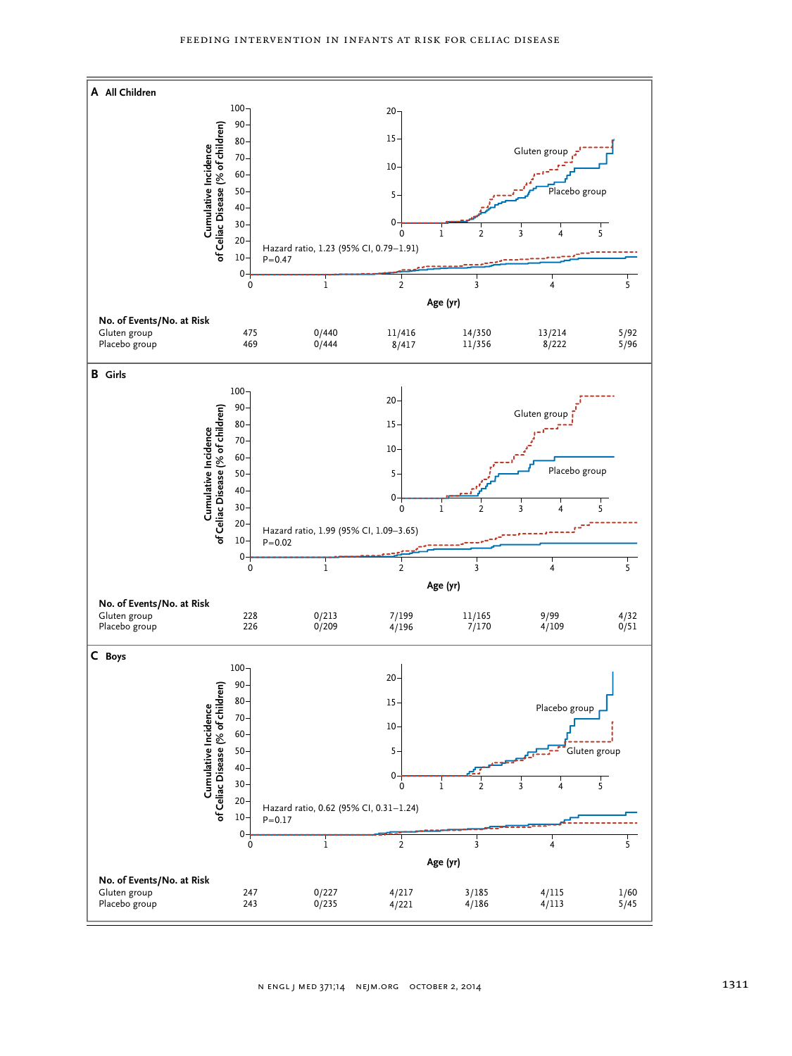### A All Children

Hazard ratio, 1.23 (95% CI, 0.79–1.91)
P=0.47

**No. of Events/No. at Risk**

| | 0 | 1 | 2 | 3 | 4 | 5 |
|---|---|---|---|---|---|---|
| Gluten group | 475 | 0/440 | 11/416 | 14/350 | 13/214 | 5/92 |
| Placebo group | 469 | 0/444 | 8/417 | 11/356 | 8/222 | 5/96 |

### B Girls

Hazard ratio, 1.99 (95% CI, 1.09–3.65)
P=0.02

**No. of Events/No. at Risk**

| | 0 | 1 | 2 | 3 | 4 | 5 |
|---|---|---|---|---|---|---|
| Gluten group | 228 | 0/213 | 7/199 | 11/165 | 9/99 | 4/32 |
| Placebo group | 226 | 0/209 | 4/196 | 7/170 | 4/109 | 0/51 |

### C Boys

Hazard ratio, 0.62 (95% CI, 0.31–1.24)
P=0.17

**No. of Events/No. at Risk**

| | 0 | 1 | 2 | 3 | 4 | 5 |
|---|---|---|---|---|---|---|
| Gluten group | 247 | 0/227 | 4/217 | 3/185 | 4/115 | 1/60 |
| Placebo group | 243 | 0/235 | 4/221 | 4/186 | 4/113 | 5/45 |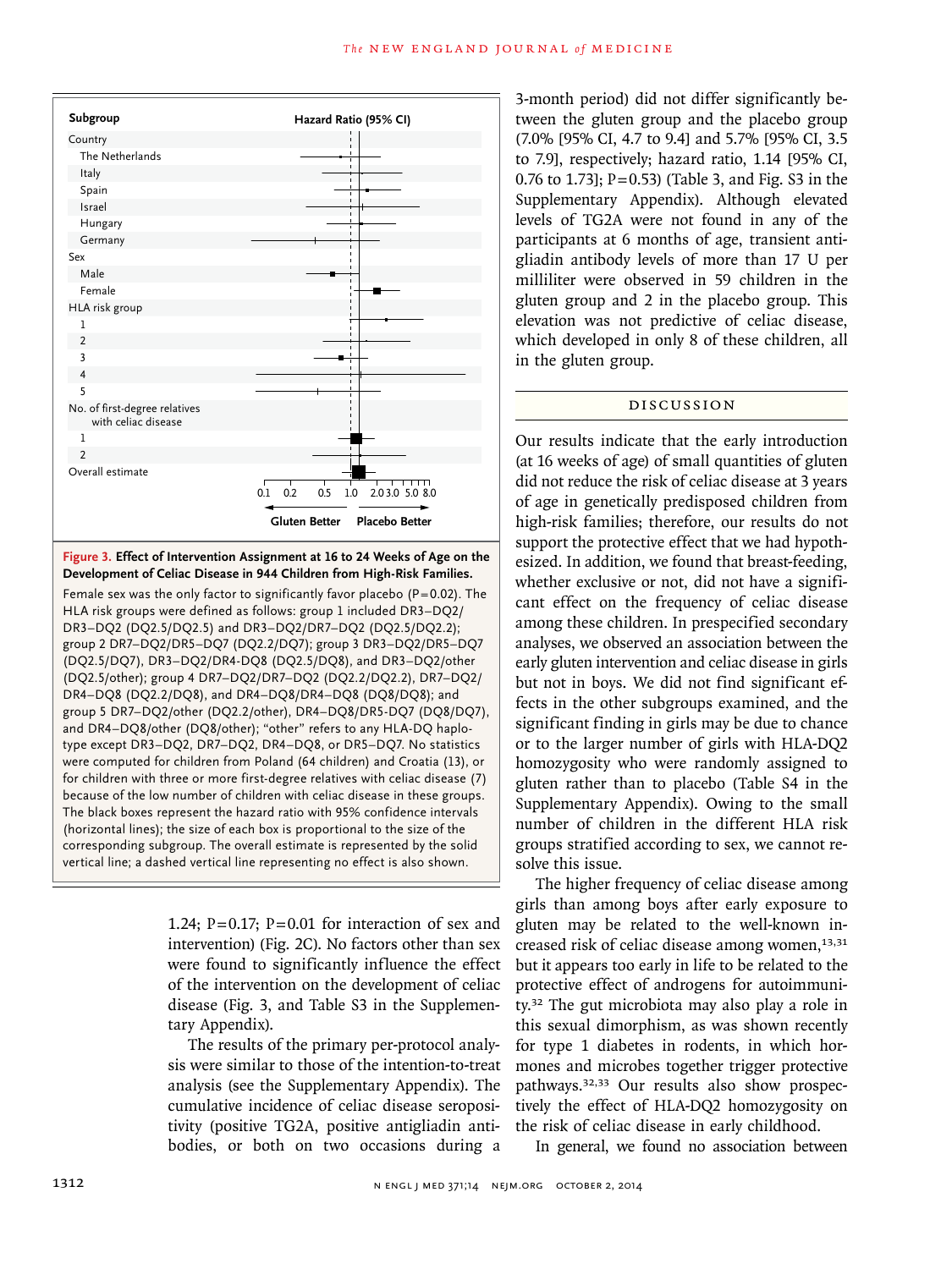**Figure 3. Effect of Intervention Assignment at 16 to 24 Weeks of Age on the Development of Celiac Disease in 944 Children from High-Risk Families.**

Female sex was the only factor to significantly favor placebo (P=0.02). The HLA risk groups were defined as follows: group 1 included DR3–DQ2/DR3–DQ2 (DQ2.5/DQ2.5) and DR3–DQ2/DR7–DQ2 (DQ2.5/DQ2.2); group 2 DR7–DQ2/DR5–DQ7 (DQ2.2/DQ7); group 3 DR3–DQ2/DR5–DQ7 (DQ2.5/DQ7), DR3–DQ2/DR4-DQ8 (DQ2.5/DQ8), and DR3–DQ2/other (DQ2.5/other); group 4 DR7–DQ2/DR7–DQ2 (DQ2.2/DQ2.2), DR7–DQ2/DR4–DQ8 (DQ2.2/DQ8), and DR4–DQ8/DR4–DQ8 (DQ8/DQ8); and group 5 DR7–DQ2/other (DQ2.2/other), DR4–DQ8/DR5-DQ7 (DQ8/DQ7), and DR4–DQ8/other (DQ8/other); "other" refers to any HLA-DQ haplotype except DR3–DQ2, DR7–DQ2, DR4–DQ8, or DR5–DQ7. No statistics were computed for children from Poland (64 children) and Croatia (13), or for children with three or more first-degree relatives with celiac disease (7) because of the low number of children with celiac disease in these groups. The black boxes represent the hazard ratio with 95% confidence intervals (horizontal lines); the size of each box is proportional to the size of the corresponding subgroup. The overall estimate is represented by the solid vertical line; a dashed vertical line representing no effect is also shown.

1.24; P=0.17; P=0.01 for interaction of sex and intervention) (Fig. 2C). No factors other than sex were found to significantly influence the effect of the intervention on the development of celiac disease (Fig. 3, and Table S3 in the Supplementary Appendix).

The results of the primary per-protocol analysis were similar to those of the intention-to-treat analysis (see the Supplementary Appendix). The cumulative incidence of celiac disease seropositivity (positive TG2A, positive antigliadin antibodies, or both on two occasions during a 3-month period) did not differ significantly between the gluten group and the placebo group (7.0% [95% CI, 4.7 to 9.4] and 5.7% [95% CI, 3.5 to 7.9], respectively; hazard ratio, 1.14 [95% CI, 0.76 to 1.73]; P=0.53) (Table 3, and Fig. S3 in the Supplementary Appendix). Although elevated levels of TG2A were not found in any of the participants at 6 months of age, transient antigliadin antibody levels of more than 17 U per milliliter were observed in 59 children in the gluten group and 2 in the placebo group. This elevation was not predictive of celiac disease, which developed in only 8 of these children, all in the gluten group.

## DISCUSSION

Our results indicate that the early introduction (at 16 weeks of age) of small quantities of gluten did not reduce the risk of celiac disease at 3 years of age in genetically predisposed children from high-risk families; therefore, our results do not support the protective effect that we had hypothesized. In addition, we found that breast-feeding, whether exclusive or not, did not have a significant effect on the frequency of celiac disease among these children. In prespecified secondary analyses, we observed an association between the early gluten intervention and celiac disease in girls but not in boys. We did not find significant effects in the other subgroups examined, and the significant finding in girls may be due to chance or to the larger number of girls with HLA-DQ2 homozygosity who were randomly assigned to gluten rather than to placebo (Table S4 in the Supplementary Appendix). Owing to the small number of children in the different HLA risk groups stratified according to sex, we cannot resolve this issue.

The higher frequency of celiac disease among girls than among boys after early exposure to gluten may be related to the well-known increased risk of celiac disease among women,[13,31] but it appears too early in life to be related to the protective effect of androgens for autoimmunity.[32] The gut microbiota may also play a role in this sexual dimorphism, as was shown recently for type 1 diabetes in rodents, in which hormones and microbes together trigger protective pathways.[32,33] Our results also show prospectively the effect of HLA-DQ2 homozygosity on the risk of celiac disease in early childhood.

In general, we found no association between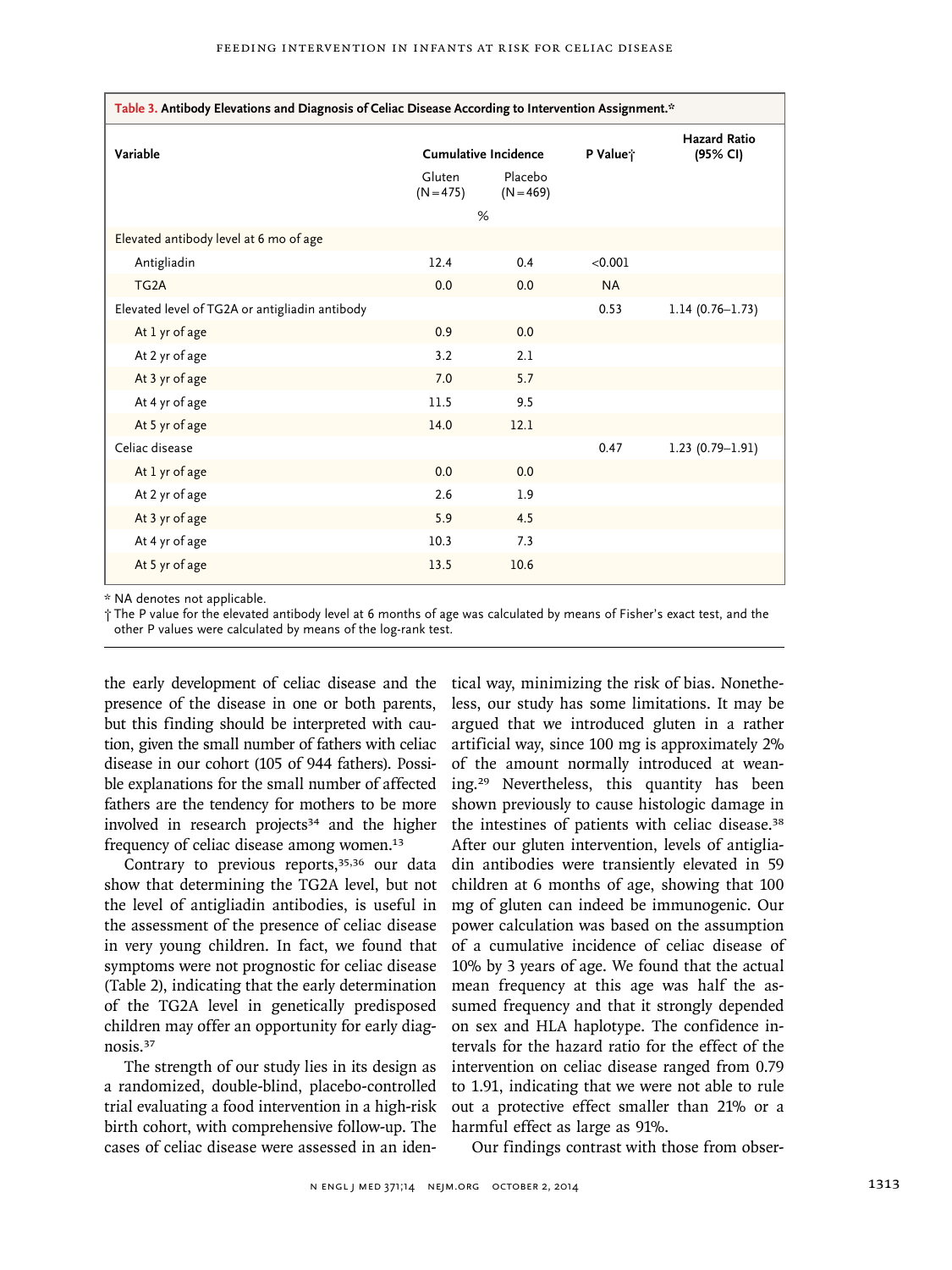**Table 3. Antibody Elevations and Diagnosis of Celiac Disease According to Intervention Assignment.***

| Variable | Cumulative Incidence | | P Value† | Hazard Ratio (95% CI) |
|---|---|---|---|---|
| | Gluten (N=475) | Placebo (N=469) | | |
| | % | | | |
| Elevated antibody level at 6 mo of age | | | | |
| Antigliadin | 12.4 | 0.4 | <0.001 | |
| TG2A | 0.0 | 0.0 | NA | |
| Elevated level of TG2A or antigliadin antibody | | | 0.53 | 1.14 (0.76–1.73) |
| At 1 yr of age | 0.9 | 0.0 | | |
| At 2 yr of age | 3.2 | 2.1 | | |
| At 3 yr of age | 7.0 | 5.7 | | |
| At 4 yr of age | 11.5 | 9.5 | | |
| At 5 yr of age | 14.0 | 12.1 | | |
| Celiac disease | | | 0.47 | 1.23 (0.79–1.91) |
| At 1 yr of age | 0.0 | 0.0 | | |
| At 2 yr of age | 2.6 | 1.9 | | |
| At 3 yr of age | 5.9 | 4.5 | | |
| At 4 yr of age | 10.3 | 7.3 | | |
| At 5 yr of age | 13.5 | 10.6 | | |

\* NA denotes not applicable.

† The P value for the elevated antibody level at 6 months of age was calculated by means of Fisher's exact test, and the other P values were calculated by means of the log-rank test.

the early development of celiac disease and the presence of the disease in one or both parents, but this finding should be interpreted with caution, given the small number of fathers with celiac disease in our cohort (105 of 944 fathers). Possible explanations for the small number of affected fathers are the tendency for mothers to be more involved in research projects[34] and the higher frequency of celiac disease among women.[13]

Contrary to previous reports,[35,36] our data show that determining the TG2A level, but not the level of antigliadin antibodies, is useful in the assessment of the presence of celiac disease in very young children. In fact, we found that symptoms were not prognostic for celiac disease (Table 2), indicating that the early determination of the TG2A level in genetically predisposed children may offer an opportunity for early diagnosis.[37]

The strength of our study lies in its design as a randomized, double-blind, placebo-controlled trial evaluating a food intervention in a high-risk birth cohort, with comprehensive follow-up. The cases of celiac disease were assessed in an identical way, minimizing the risk of bias. Nonetheless, our study has some limitations. It may be argued that we introduced gluten in a rather artificial way, since 100 mg is approximately 2% of the amount normally introduced at weaning.[29] Nevertheless, this quantity has been shown previously to cause histologic damage in the intestines of patients with celiac disease.[38] After our gluten intervention, levels of antigliadin antibodies were transiently elevated in 59 children at 6 months of age, showing that 100 mg of gluten can indeed be immunogenic. Our power calculation was based on the assumption of a cumulative incidence of celiac disease of 10% by 3 years of age. We found that the actual mean frequency at this age was half the assumed frequency and that it strongly depended on sex and HLA haplotype. The confidence intervals for the hazard ratio for the effect of the intervention on celiac disease ranged from 0.79 to 1.91, indicating that we were not able to rule out a protective effect smaller than 21% or a harmful effect as large as 91%.

Our findings contrast with those from obser-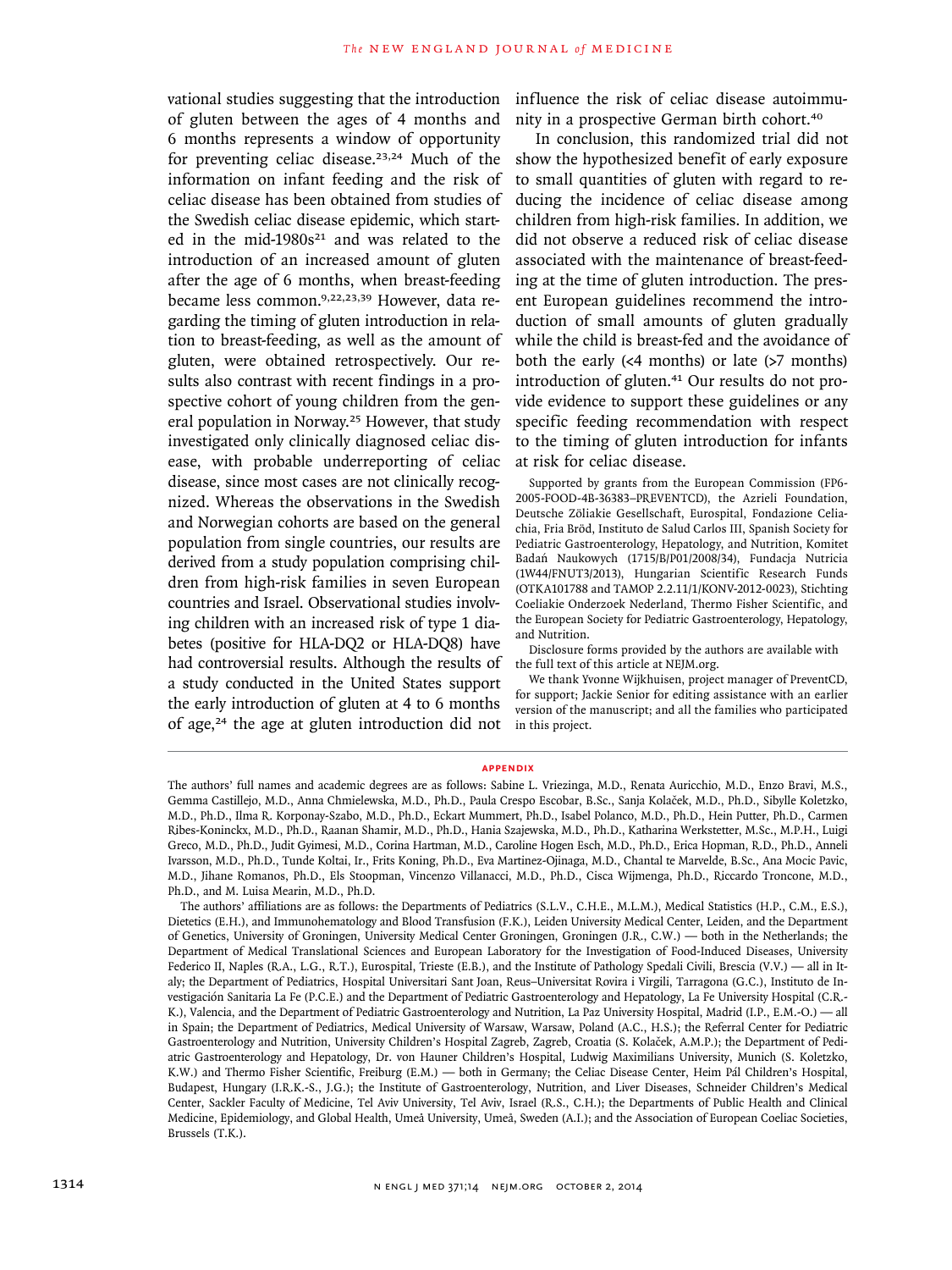vational studies suggesting that the introduction of gluten between the ages of 4 months and 6 months represents a window of opportunity for preventing celiac disease.[23,24] Much of the information on infant feeding and the risk of celiac disease has been obtained from studies of the Swedish celiac disease epidemic, which started in the mid-1980s[21] and was related to the introduction of an increased amount of gluten after the age of 6 months, when breast-feeding became less common.[9,22,23,39] However, data regarding the timing of gluten introduction in relation to breast-feeding, as well as the amount of gluten, were obtained retrospectively. Our results also contrast with recent findings in a prospective cohort of young children from the general population in Norway.[25] However, that study investigated only clinically diagnosed celiac disease, with probable underreporting of celiac disease, since most cases are not clinically recognized. Whereas the observations in the Swedish and Norwegian cohorts are based on the general population from single countries, our results are derived from a study population comprising children from high-risk families in seven European countries and Israel. Observational studies involving children with an increased risk of type 1 diabetes (positive for HLA-DQ2 or HLA-DQ8) have had controversial results. Although the results of a study conducted in the United States support the early introduction of gluten at 4 to 6 months of age,[24] the age at gluten introduction did not influence the risk of celiac disease autoimmunity in a prospective German birth cohort.[40]

In conclusion, this randomized trial did not show the hypothesized benefit of early exposure to small quantities of gluten with regard to reducing the incidence of celiac disease among children from high-risk families. In addition, we did not observe a reduced risk of celiac disease associated with the maintenance of breast-feeding at the time of gluten introduction. The present European guidelines recommend the introduction of small amounts of gluten gradually while the child is breast-fed and the avoidance of both the early (<4 months) or late (>7 months) introduction of gluten.[41] Our results do not provide evidence to support these guidelines or any specific feeding recommendation with respect to the timing of gluten introduction for infants at risk for celiac disease.

Supported by grants from the European Commission (FP6-2005-FOOD-4B-36383–PREVENTCD), the Azrieli Foundation, Deutsche Zöliakie Gesellschaft, Eurospital, Fondazione Celiachia, Fria Bröd, Instituto de Salud Carlos III, Spanish Society for Pediatric Gastroenterology, Hepatology, and Nutrition, Komitet Badań Naukowych (1715/B/P01/2008/34), Fundacja Nutricia (1W44/FNUT3/2013), Hungarian Scientific Research Funds (OTKA101788 and TAMOP 2.2.11/1/KONV-2012-0023), Stichting Coeliakie Onderzoek Nederland, Thermo Fisher Scientific, and the European Society for Pediatric Gastroenterology, Hepatology, and Nutrition.

Disclosure forms provided by the authors are available with the full text of this article at NEJM.org.

We thank Yvonne Wijkhuisen, project manager of PreventCD, for support; Jackie Senior for editing assistance with an earlier version of the manuscript; and all the families who participated in this project.

## APPENDIX

The authors' full names and academic degrees are as follows: Sabine L. Vriezinga, M.D., Renata Auricchio, M.D., Enzo Bravi, M.S., Gemma Castillejo, M.D., Anna Chmielewska, M.D., Ph.D., Paula Crespo Escobar, B.Sc., Sanja Kolaček, M.D., Ph.D., Sibylle Koletzko, M.D., Ph.D., Ilma R. Korponay-Szabo, M.D., Ph.D., Eckart Mummert, Ph.D., Isabel Polanco, M.D., Ph.D., Hein Putter, Ph.D., Carmen Ribes-Koninckx, M.D., Ph.D., Raanan Shamir, M.D., Ph.D., Hania Szajewska, M.D., Ph.D., Katharina Werkstetter, M.Sc., M.P.H., Luigi Greco, M.D., Ph.D., Judit Gyimesi, M.D., Corina Hartman, M.D., Caroline Hogen Esch, M.D., Ph.D., Erica Hopman, R.D., Ph.D., Anneli Ivarsson, M.D., Ph.D., Tunde Koltai, Ir., Frits Koning, Ph.D., Eva Martinez-Ojinaga, M.D., Chantal te Marvelde, B.Sc., Ana Mocic Pavic, M.D., Jihane Romanos, Ph.D., Els Stoopman, Vincenzo Villanacci, M.D., Ph.D., Cisca Wijmenga, Ph.D., Riccardo Troncone, M.D., Ph.D., and M. Luisa Mearin, M.D., Ph.D.

The authors' affiliations are as follows: the Departments of Pediatrics (S.L.V., C.H.E., M.L.M.), Medical Statistics (H.P., C.M., E.S.), Dietetics (E.H.), and Immunohematology and Blood Transfusion (F.K.), Leiden University Medical Center, Leiden, and the Department of Genetics, University of Groningen, University Medical Center Groningen, Groningen (J.R., C.W.) — both in the Netherlands; the Department of Medical Translational Sciences and European Laboratory for the Investigation of Food-Induced Diseases, University Federico II, Naples (R.A., L.G., R.T.), Eurospital, Trieste (E.B.), and the Institute of Pathology Spedali Civili, Brescia (V.V.) — all in Italy; the Department of Pediatrics, Hospital Universitari Sant Joan, Reus–Universitat Rovira i Virgili, Tarragona (G.C.), Instituto de Investigación Sanitaria La Fe (P.C.E.) and the Department of Pediatric Gastroenterology and Hepatology, La Fe University Hospital (C.R.-K.), Valencia, and the Department of Pediatric Gastroenterology and Nutrition, La Paz University Hospital, Madrid (I.P., E.M.-O.) — all in Spain; the Department of Pediatrics, Medical University of Warsaw, Warsaw, Poland (A.C., H.S.); the Referral Center for Pediatric Gastroenterology and Nutrition, University Children's Hospital Zagreb, Zagreb, Croatia (S. Kolaček, A.M.P.); the Department of Pediatric Gastroenterology and Hepatology, Dr. von Hauner Children's Hospital, Ludwig Maximilians University, Munich (S. Koletzko, K.W.) and Thermo Fisher Scientific, Freiburg (E.M.) — both in Germany; the Celiac Disease Center, Heim Pál Children's Hospital, Budapest, Hungary (I.R.K.-S., J.G.); the Institute of Gastroenterology, Nutrition, and Liver Diseases, Schneider Children's Medical Center, Sackler Faculty of Medicine, Tel Aviv University, Tel Aviv, Israel (R.S., C.H.); the Departments of Public Health and Clinical Medicine, Epidemiology, and Global Health, Umeå University, Umeå, Sweden (A.I.); and the Association of European Coeliac Societies, Brussels (T.K.).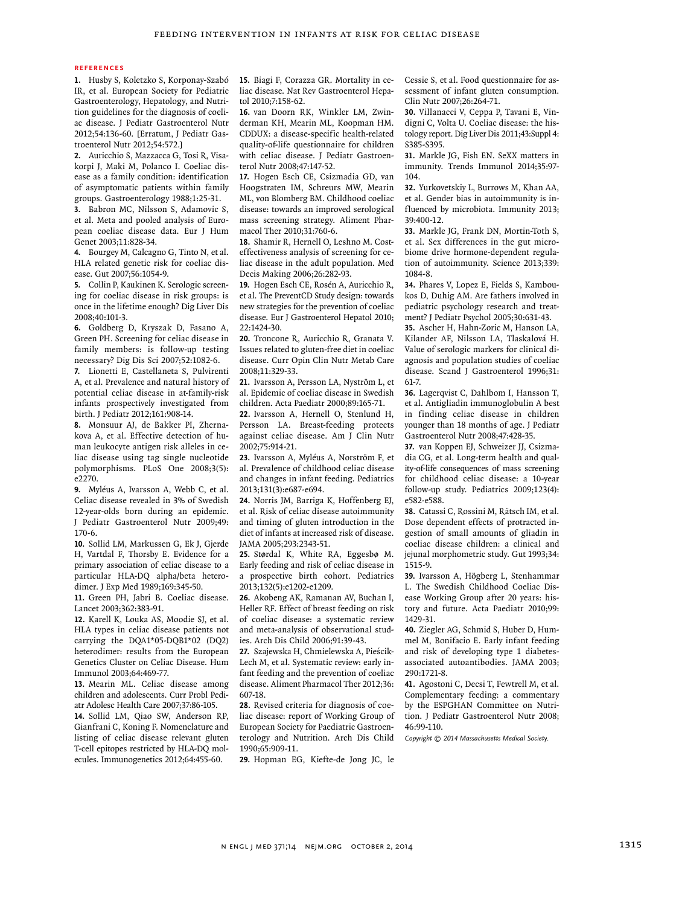## REFERENCES

1. Husby S, Koletzko S, Korponay-Szabó IR, et al. European Society for Pediatric Gastroenterology, Hepatology, and Nutrition guidelines for the diagnosis of coeliac disease. J Pediatr Gastroenterol Nutr 2012;54:136-60. [Erratum, J Pediatr Gastroenterol Nutr 2012;54:572.]
2. Auricchio S, Mazzacca G, Tosi R, Visakorpi J, Maki M, Polanco I. Coeliac disease as a family condition: identification of asymptomatic patients within family groups. Gastroenterology 1988;1:25-31.
3. Babron MC, Nilsson S, Adamovic S, et al. Meta and pooled analysis of European coeliac disease data. Eur J Hum Genet 2003;11:828-34.
4. Bourgey M, Calcagno G, Tinto N, et al. HLA related genetic risk for coeliac disease. Gut 2007;56:1054-9.
5. Collin P, Kaukinen K. Serologic screening for coeliac disease in risk groups: is once in the lifetime enough? Dig Liver Dis 2008;40:101-3.
6. Goldberg D, Kryszak D, Fasano A, Green PH. Screening for celiac disease in family members: is follow-up testing necessary? Dig Dis Sci 2007;52:1082-6.
7. Lionetti E, Castellaneta S, Pulvirenti A, et al. Prevalence and natural history of potential celiac disease in at-family-risk infants prospectively investigated from birth. J Pediatr 2012;161:908-14.
8. Monsuur AJ, de Bakker PI, Zhernakova A, et al. Effective detection of human leukocyte antigen risk alleles in celiac disease using tag single nucleotide polymorphisms. PLoS One 2008;3(5):e2270.
9. Myléus A, Ivarsson A, Webb C, et al. Celiac disease revealed in 3% of Swedish 12-year-olds born during an epidemic. J Pediatr Gastroenterol Nutr 2009;49:170-6.
10. Sollid LM, Markussen G, Ek J, Gjerde H, Vartdal F, Thorsby E. Evidence for a primary association of celiac disease to a particular HLA-DQ alpha/beta heterodimer. J Exp Med 1989;169:345-50.
11. Green PH, Jabri B. Coeliac disease. Lancet 2003;362:383-91.
12. Karell K, Louka AS, Moodie SJ, et al. HLA types in celiac disease patients not carrying the DQA1*05-DQB1*02 (DQ2) heterodimer: results from the European Genetics Cluster on Celiac Disease. Hum Immunol 2003;64:469-77.
13. Mearin ML. Celiac disease among children and adolescents. Curr Probl Pediatr Adolesc Health Care 2007;37:86-105.
14. Sollid LM, Qiao SW, Anderson RP, Gianfrani C, Koning F. Nomenclature and listing of celiac disease relevant gluten T-cell epitopes restricted by HLA-DQ molecules. Immunogenetics 2012;64:455-60.
15. Biagi F, Corazza GR. Mortality in celiac disease. Nat Rev Gastroenterol Hepatol 2010;7:158-62.
16. van Doorn RK, Winkler LM, Zwinderman KH, Mearin ML, Koopman HM. CDDUX: a disease-specific health-related quality-of-life questionnaire for children with celiac disease. J Pediatr Gastroenterol Nutr 2008;47:147-52.
17. Hogen Esch CE, Csizmadia GD, van Hoogstraten IM, Schreurs MW, Mearin ML, von Blomberg BM. Childhood coeliac disease: towards an improved serological mass screening strategy. Aliment Pharmacol Ther 2010;31:760-6.
18. Shamir R, Hernell O, Leshno M. Cost-effectiveness analysis of screening for celiac disease in the adult population. Med Decis Making 2006;26:282-93.
19. Hogen Esch CE, Rosén A, Auricchio R, et al. The PreventCD Study design: towards new strategies for the prevention of coeliac disease. Eur J Gastroenterol Hepatol 2010;22:1424-30.
20. Troncone R, Auricchio R, Granata V. Issues related to gluten-free diet in coeliac disease. Curr Opin Clin Nutr Metab Care 2008;11:329-33.
21. Ivarsson A, Persson LA, Nyström L, et al. Epidemic of coeliac disease in Swedish children. Acta Paediatr 2000;89:165-71.
22. Ivarsson A, Hernell O, Stenlund H, Persson LA. Breast-feeding protects against celiac disease. Am J Clin Nutr 2002;75:914-21.
23. Ivarsson A, Myléus A, Norström F, et al. Prevalence of childhood celiac disease and changes in infant feeding. Pediatrics 2013;131(3):e687-e694.
24. Norris JM, Barriga K, Hoffenberg EJ, et al. Risk of celiac disease autoimmunity and timing of gluten introduction in the diet of infants at increased risk of disease. JAMA 2005;293:2343-51.
25. Størdal K, White RA, Eggesbø M. Early feeding and risk of celiac disease in a prospective birth cohort. Pediatrics 2013;132(5):e1202-e1209.
26. Akobeng AK, Ramanan AV, Buchan I, Heller RF. Effect of breast feeding on risk of coeliac disease: a systematic review and meta-analysis of observational studies. Arch Dis Child 2006;91:39-43.
27. Szajewska H, Chmielewska A, Pieścik-Lech M, et al. Systematic review: early infant feeding and the prevention of coeliac disease. Aliment Pharmacol Ther 2012;36:607-18.
28. Revised criteria for diagnosis of coeliac disease: report of Working Group of European Society for Paediatric Gastroenterology and Nutrition. Arch Dis Child 1990;65:909-11.
29. Hopman EG, Kiefte-de Jong JC, le Cessie S, et al. Food questionnaire for assessment of infant gluten consumption. Clin Nutr 2007;26:264-71.
30. Villanacci V, Ceppa P, Tavani E, Vindigni C, Volta U. Coeliac disease: the histology report. Dig Liver Dis 2011;43:Suppl 4:S385-S395.
31. Markle JG, Fish EN. SeXX matters in immunity. Trends Immunol 2014;35:97-104.
32. Yurkovetskiy L, Burrows M, Khan AA, et al. Gender bias in autoimmunity is influenced by microbiota. Immunity 2013;39:400-12.
33. Markle JG, Frank DN, Mortin-Toth S, et al. Sex differences in the gut microbiome drive hormone-dependent regulation of autoimmunity. Science 2013;339:1084-8.
34. Phares V, Lopez E, Fields S, Kamboukos D, Duhig AM. Are fathers involved in pediatric psychology research and treatment? J Pediatr Psychol 2005;30:631-43.
35. Ascher H, Hahn-Zoric M, Hanson LA, Kilander AF, Nilsson LA, Tlaskalová H. Value of serologic markers for clinical diagnosis and population studies of coeliac disease. Scand J Gastroenterol 1996;31:61-7.
36. Lagerqvist C, Dahlbom I, Hansson T, et al. Antigliadin immunoglobulin A best in finding celiac disease in children younger than 18 months of age. J Pediatr Gastroenterol Nutr 2008;47:428-35.
37. van Koppen EJ, Schweizer JJ, Csizmadia CG, et al. Long-term health and quality-of-life consequences of mass screening for childhood celiac disease: a 10-year follow-up study. Pediatrics 2009;123(4):e582-e588.
38. Catassi C, Rossini M, Rätsch IM, et al. Dose dependent effects of protracted ingestion of small amounts of gliadin in coeliac disease children: a clinical and jejunal morphometric study. Gut 1993;34:1515-9.
39. Ivarsson A, Högberg L, Stenhammar L. The Swedish Childhood Coeliac Disease Working Group after 20 years: history and future. Acta Paediatr 2010;99:1429-31.
40. Ziegler AG, Schmid S, Huber D, Hummel M, Bonifacio E. Early infant feeding and risk of developing type 1 diabetes-associated autoantibodies. JAMA 2003;290:1721-8.
41. Agostoni C, Decsi T, Fewtrell M, et al. Complementary feeding: a commentary by the ESPGHAN Committee on Nutrition. J Pediatr Gastroenterol Nutr 2008;46:99-110.

*Copyright © 2014 Massachusetts Medical Society.*